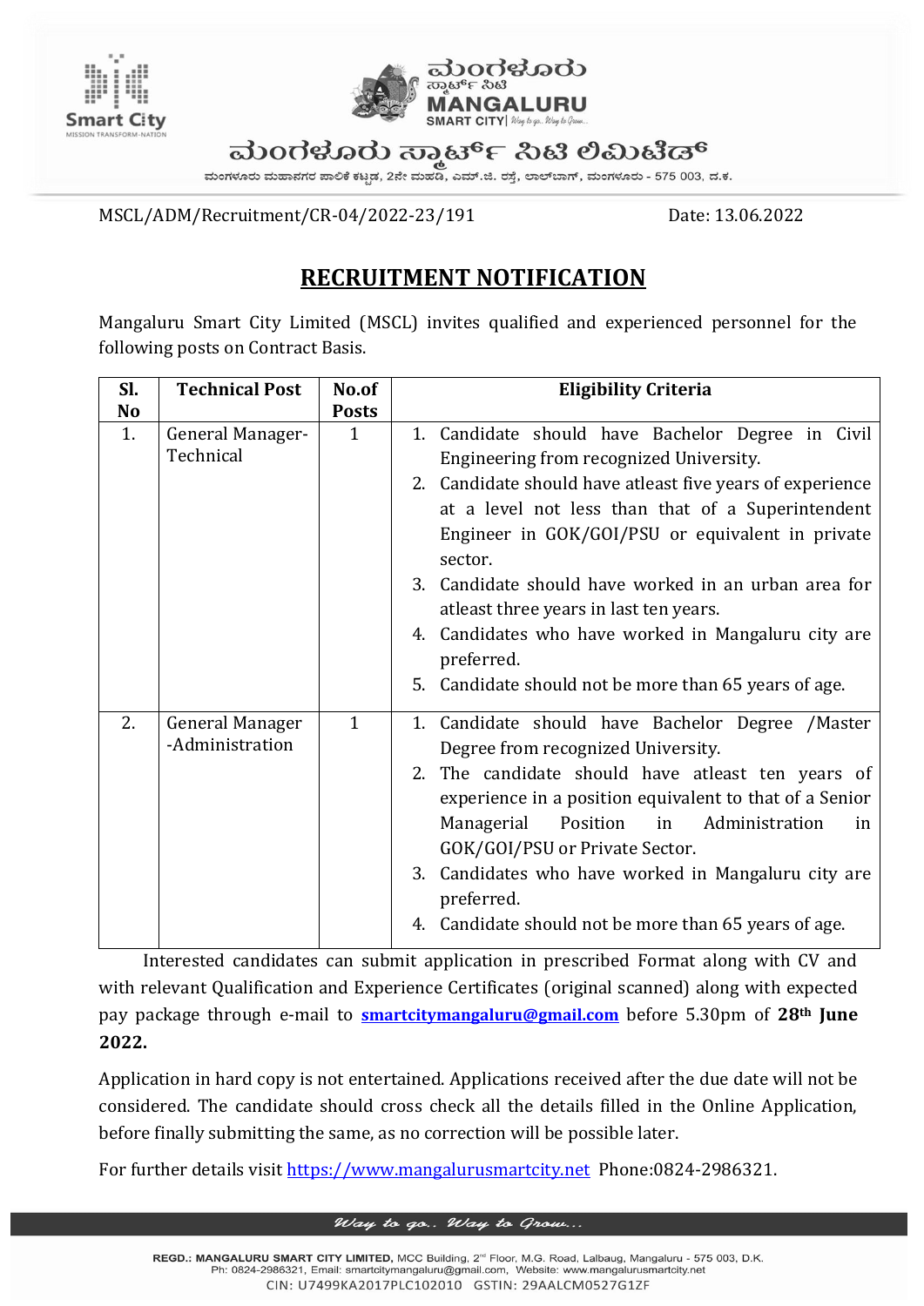ಮಂಗಳೂರು ಸ್ಮಾರ್ಟ್ ಸಿಟಿ ಲಿಮಿಟೆಡ್

ಮಂಗಳೂರು ಮಹಾನಗರ ಪಾಲಿಕೆ ಕಟ್ಟಡ, 2ನೇ ಮಹಡಿ, ಎಮ್.ಜಿ. ರಸ್ತೆ, ಲಾಲ್‌ಬಾಗ್, ಮಂಗಳೂರು - 575 003, ದ.ಕ.

MSCL/ADM/Recruitment/CR-04/2022-23/191 Date: 13.06.2022

# RECRUITMENT NOTIFICATION

Mangaluru Smart City Limited (MSCL) invites qualified and experienced personnel for the following posts on Contract Basis.

| Sl. No | Technical Post | No.of Posts | Eligibility Criteria |
|---|---|---|---|
| 1. | General Manager-Technical | 1 | 1. Candidate should have Bachelor Degree in Civil Engineering from recognized University.<br>2. Candidate should have atleast five years of experience at a level not less than that of a Superintendent Engineer in GOK/GOI/PSU or equivalent in private sector.<br>3. Candidate should have worked in an urban area for atleast three years in last ten years.<br>4. Candidates who have worked in Mangaluru city are preferred.<br>5. Candidate should not be more than 65 years of age. |
| 2. | General Manager -Administration | 1 | 1. Candidate should have Bachelor Degree /Master Degree from recognized University.<br>2. The candidate should have atleast ten years of experience in a position equivalent to that of a Senior Managerial Position in Administration in GOK/GOI/PSU or Private Sector.<br>3. Candidates who have worked in Mangaluru city are preferred.<br>4. Candidate should not be more than 65 years of age. |

Interested candidates can submit application in prescribed Format along with CV and with relevant Qualification and Experience Certificates (original scanned) along with expected pay package through e-mail to **smartcitymangaluru@gmail.com** before 5.30pm of **28th June 2022.**

Application in hard copy is not entertained. Applications received after the due date will not be considered. The candidate should cross check all the details filled in the Online Application, before finally submitting the same, as no correction will be possible later.

For further details visit https://www.mangalurusmartcity.net Phone:0824-2986321.

*Way to go.. Way to Grow...*

REGD.: **MANGALURU SMART CITY LIMITED,** MCC Building, 2nd Floor, M.G. Road, Lalbaug, Mangaluru - 575 003, D.K.
Ph: 0824-2986321, Email: smartcitymangaluru@gmail.com, Website: www.mangalurusmartcity.net
CIN: U7499KA2017PLC102010 GSTIN: 29AALCM0527G1ZF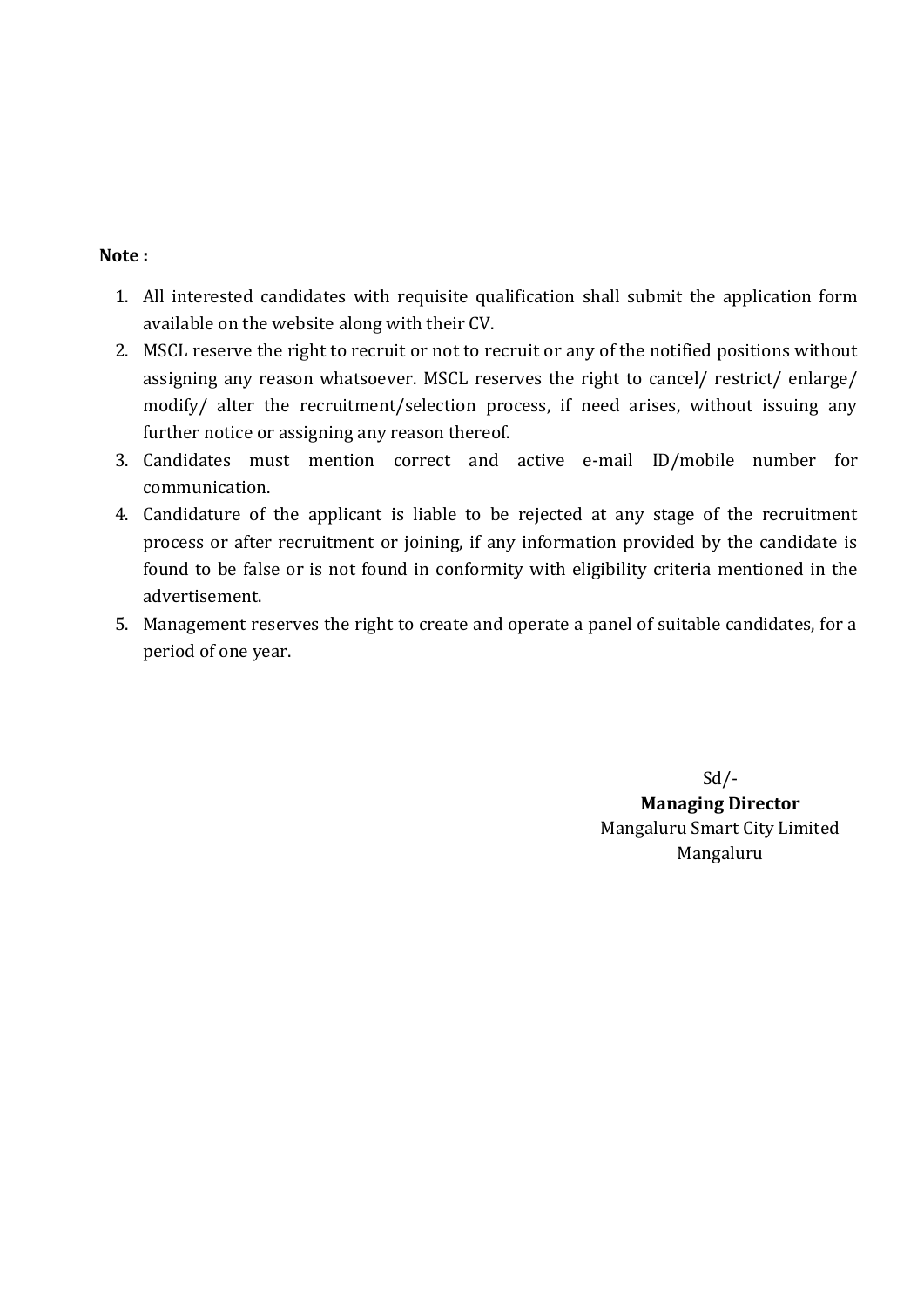**Note :**

1. All interested candidates with requisite qualification shall submit the application form available on the website along with their CV.
2. MSCL reserve the right to recruit or not to recruit or any of the notified positions without assigning any reason whatsoever. MSCL reserves the right to cancel/ restrict/ enlarge/ modify/ alter the recruitment/selection process, if need arises, without issuing any further notice or assigning any reason thereof.
3. Candidates must mention correct and active e-mail ID/mobile number for communication.
4. Candidature of the applicant is liable to be rejected at any stage of the recruitment process or after recruitment or joining, if any information provided by the candidate is found to be false or is not found in conformity with eligibility criteria mentioned in the advertisement.
5. Management reserves the right to create and operate a panel of suitable candidates, for a period of one year.

Sd/-
**Managing Director**
Mangaluru Smart City Limited
Mangaluru